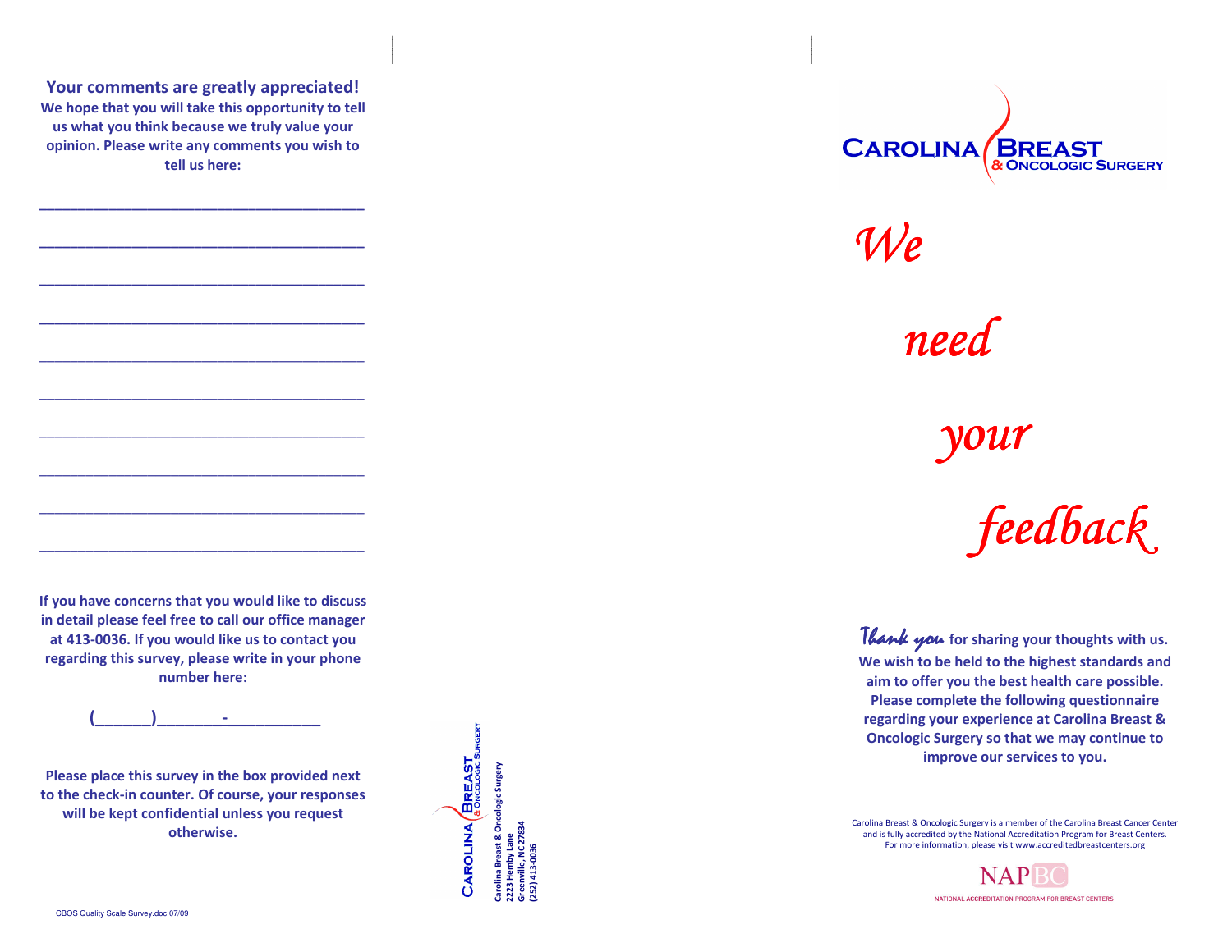## Your comments are greatly appreciated!

**We hope that you will take this opportunity to tell us what you think because we truly value your opinion. Please write any comments you wish to tell us here:**

_______________________________________

_______________________________________

_______________________________________

_______________________________________

_______________________________________

_______________________________________

_______________________________________

_______________________________________

_______________________________________

_______________________________________

**If you have concerns that you would like to discuss in detail please feel free to call our office manager at 413-0036. If you would like us to contact you regarding this survey, please write in your phone number here:**

**(______)________-___________**

**Please place this survey in the box provided next to the check-in counter. Of course, your responses will be kept confidential unless you request otherwise.**

CBOS Quality Scale Survey.doc 07/09

CAROLINA BREAST & ONCOLOGIC SURGERY

**Carolina Breast & Oncologic Surgery**
**2223 Hemby Lane**
**Greenville, NC 27834**
**(252) 413-0036**

CAROLINA BREAST & ONCOLOGIC SURGERY

# *We need your feedback*

*Thank you* **for sharing your thoughts with us. We wish to be held to the highest standards and aim to offer you the best health care possible. Please complete the following questionnaire regarding your experience at Carolina Breast & Oncologic Surgery so that we may continue to improve our services to you.**

Carolina Breast & Oncologic Surgery is a member of the Carolina Breast Cancer Center and is fully accredited by the National Accreditation Program for Breast Centers. For more information, please visit www.accreditedbreastcenters.org

NAPBC
NATIONAL ACCREDITATION PROGRAM FOR BREAST CENTERS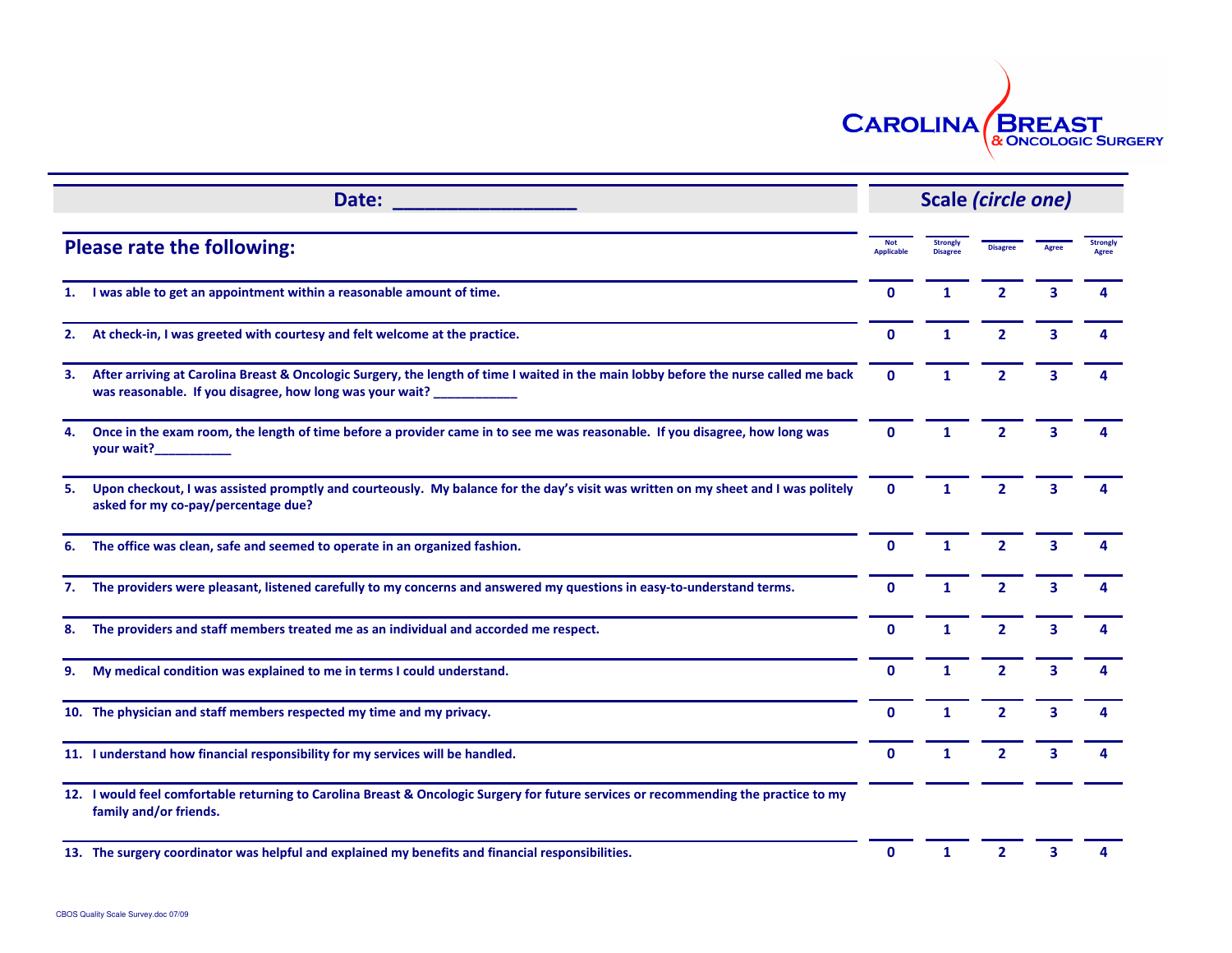Carolina Breast & Oncologic Surgery

| Date: ________________ | Scale *(circle one)* | | | | |
|---|---|---|---|---|---|
| **Please rate the following:** | Not Applicable | Strongly Disagree | Disagree | Agree | Strongly Agree |
| 1. I was able to get an appointment within a reasonable amount of time. | 0 | 1 | 2 | 3 | 4 |
| 2. At check-in, I was greeted with courtesy and felt welcome at the practice. | 0 | 1 | 2 | 3 | 4 |
| 3. After arriving at Carolina Breast & Oncologic Surgery, the length of time I waited in the main lobby before the nurse called me back was reasonable. If you disagree, how long was your wait? ___________ | 0 | 1 | 2 | 3 | 4 |
| 4. Once in the exam room, the length of time before a provider came in to see me was reasonable. If you disagree, how long was your wait?__________ | 0 | 1 | 2 | 3 | 4 |
| 5. Upon checkout, I was assisted promptly and courteously. My balance for the day's visit was written on my sheet and I was politely asked for my co-pay/percentage due? | 0 | 1 | 2 | 3 | 4 |
| 6. The office was clean, safe and seemed to operate in an organized fashion. | 0 | 1 | 2 | 3 | 4 |
| 7. The providers were pleasant, listened carefully to my concerns and answered my questions in easy-to-understand terms. | 0 | 1 | 2 | 3 | 4 |
| 8. The providers and staff members treated me as an individual and accorded me respect. | 0 | 1 | 2 | 3 | 4 |
| 9. My medical condition was explained to me in terms I could understand. | 0 | 1 | 2 | 3 | 4 |
| 10. The physician and staff members respected my time and my privacy. | 0 | 1 | 2 | 3 | 4 |
| 11. I understand how financial responsibility for my services will be handled. | 0 | 1 | 2 | 3 | 4 |
| 12. I would feel comfortable returning to Carolina Breast & Oncologic Surgery for future services or recommending the practice to my family and/or friends. | | | | | |
| 13. The surgery coordinator was helpful and explained my benefits and financial responsibilities. | 0 | 1 | 2 | 3 | 4 |

CBOS Quality Scale Survey.doc 07/09